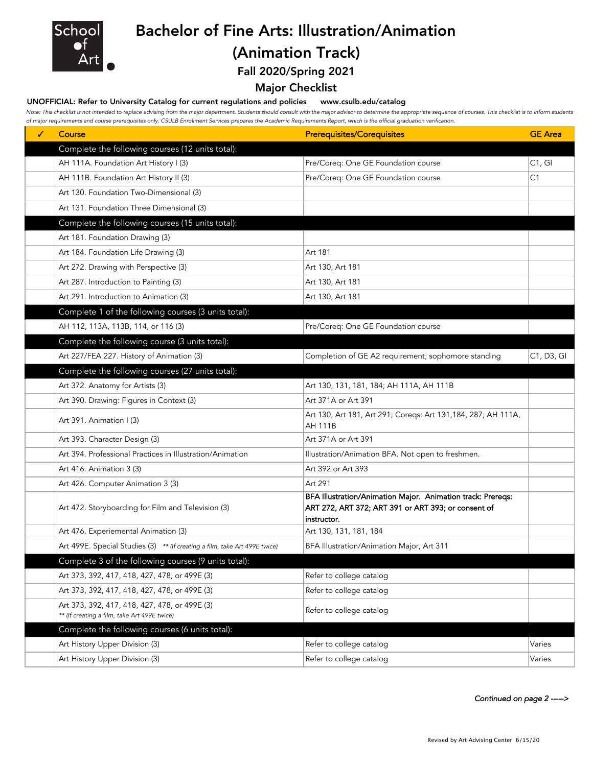School of Art

# Bachelor of Fine Arts: Illustration/Animation (Animation Track)

## Fall 2020/Spring 2021

## Major Checklist

**UNOFFICIAL: Refer to University Catalog for current regulations and policies www.csulb.edu/catalog**

*Note: This checklist is not intended to replace advising from the major department. Students should consult with the major advisor to determine the appropriate sequence of courses. This checklist is to inform students of major requirements and course prerequisites only. CSULB Enrollment Services prepares the Academic Requirements Report, which is the official graduation verification.*

| ✓ | Course | Prerequisites/Corequisites | GE Area |
|---|---|---|---|
| | **Complete the following courses (12 units total):** | | |
| | AH 111A. Foundation Art History I (3) | Pre/Coreq: One GE Foundation course | C1, GI |
| | AH 111B. Foundation Art History II (3) | Pre/Coreq: One GE Foundation course | C1 |
| | Art 130. Foundation Two-Dimensional (3) | | |
| | Art 131. Foundation Three Dimensional (3) | | |
| | **Complete the following courses (15 units total):** | | |
| | Art 181. Foundation Drawing (3) | | |
| | Art 184. Foundation Life Drawing (3) | Art 181 | |
| | Art 272. Drawing with Perspective (3) | Art 130, Art 181 | |
| | Art 287. Introduction to Painting (3) | Art 130, Art 181 | |
| | Art 291. Introduction to Animation (3) | Art 130, Art 181 | |
| | **Complete 1 of the following courses (3 units total):** | | |
| | AH 112, 113A, 113B, 114, or 116 (3) | Pre/Coreq: One GE Foundation course | |
| | **Complete the following course (3 units total):** | | |
| | Art 227/FEA 227. History of Animation (3) | Completion of GE A2 requirement; sophomore standing | C1, D3, GI |
| | **Complete the following courses (27 units total):** | | |
| | Art 372. Anatomy for Artists (3) | Art 130, 131, 181, 184; AH 111A, AH 111B | |
| | Art 390. Drawing: Figures in Context (3) | Art 371A or Art 391 | |
| | Art 391. Animation I (3) | Art 130, Art 181, Art 291; Coreqs: Art 131,184, 287; AH 111A, AH 111B | |
| | Art 393. Character Design (3) | Art 371A or Art 391 | |
| | Art 394. Professional Practices in Illustration/Animation | Illustration/Animation BFA. Not open to freshmen. | |
| | Art 416. Animation 3 (3) | Art 392 or Art 393 | |
| | Art 426. Computer Animation 3 (3) | Art 291 | |
| | Art 472. Storyboarding for Film and Television (3) | **BFA Illustration/Animation Major. Animation track: Prereqs: ART 272, ART 372; ART 391 or ART 393; or consent of instructor.** | |
| | Art 476. Experiemental Animation (3) | Art 130, 131, 181, 184 | |
| | Art 499E. Special Studies (3) *\*\* (If creating a film, take Art 499E twice)* | BFA Illustration/Animation Major, Art 311 | |
| | **Complete 3 of the following courses (9 units total):** | | |
| | Art 373, 392, 417, 418, 427, 478, or 499E (3) | Refer to college catalog | |
| | Art 373, 392, 417, 418, 427, 478, or 499E (3) | Refer to college catalog | |
| | Art 373, 392, 417, 418, 427, 478, or 499E (3) *\*\* (If creating a film, take Art 499E twice)* | Refer to college catalog | |
| | **Complete the following courses (6 units total):** | | |
| | Art History Upper Division (3) | Refer to college catalog | Varies |
| | Art History Upper Division (3) | Refer to college catalog | Varies |

*Continued on page 2 ----->*

Revised by Art Advising Center 6/15/20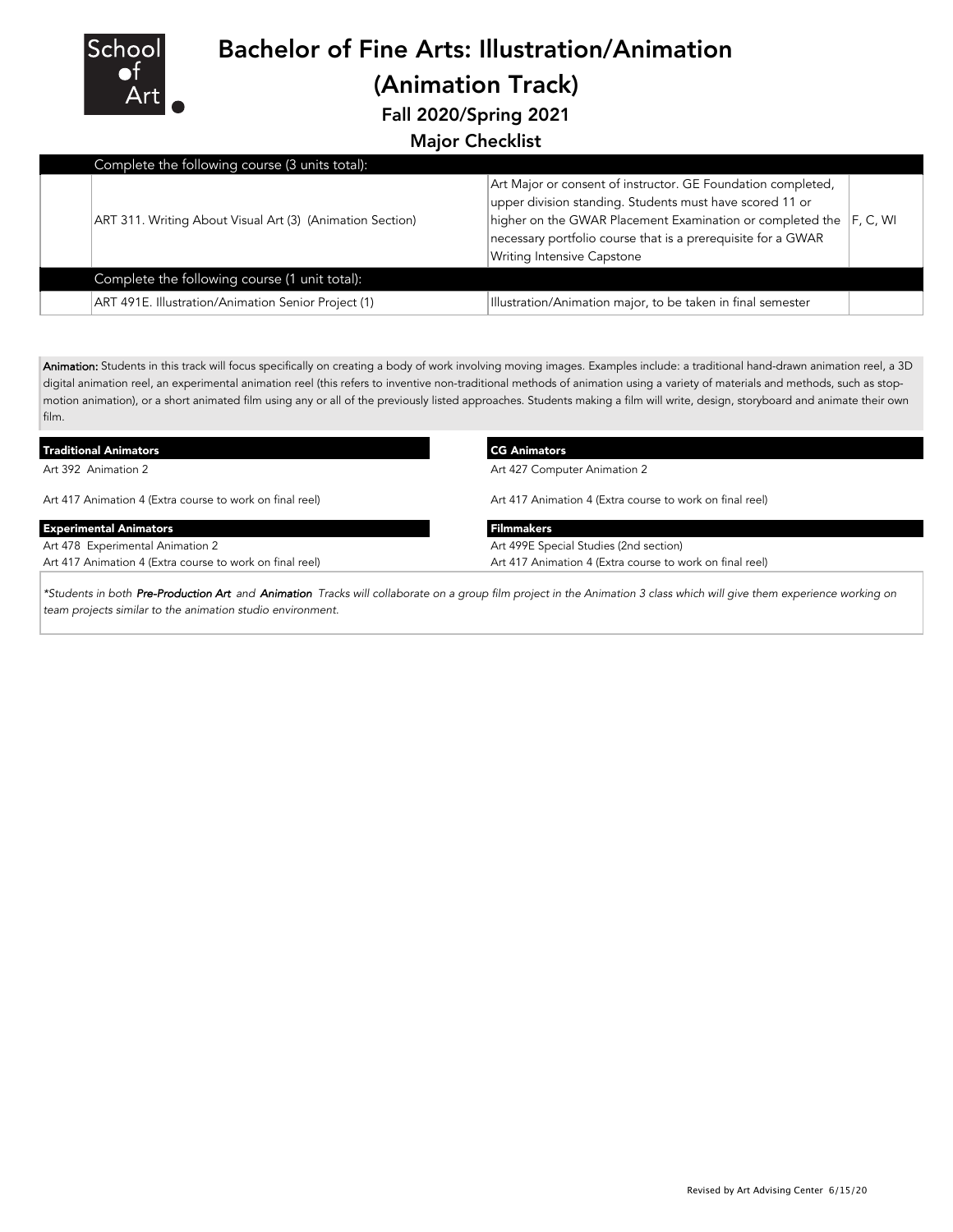# Bachelor of Fine Arts: Illustration/Animation (Animation Track)

### Fall 2020/Spring 2021

### Major Checklist

| | | | |
|---|---|---|---|
| | **Complete the following course (3 units total):** | | |
| | ART 311. Writing About Visual Art (3) (Animation Section) | Art Major or consent of instructor. GE Foundation completed, upper division standing. Students must have scored 11 or higher on the GWAR Placement Examination or completed the necessary portfolio course that is a prerequisite for a GWAR Writing Intensive Capstone | F, C, WI |
| | **Complete the following course (1 unit total):** | | |
| | ART 491E. Illustration/Animation Senior Project (1) | Illustration/Animation major, to be taken in final semester | |

**Animation:** Students in this track will focus specifically on creating a body of work involving moving images. Examples include: a traditional hand-drawn animation reel, a 3D digital animation reel, an experimental animation reel (this refers to inventive non-traditional methods of animation using a variety of materials and methods, such as stop-motion animation), or a short animated film using any or all of the previously listed approaches. Students making a film will write, design, storyboard and animate their own film.

**Traditional Animators**

Art 392 Animation 2

Art 417 Animation 4 (Extra course to work on final reel)

**CG Animators**

Art 427 Computer Animation 2

Art 417 Animation 4 (Extra course to work on final reel)

**Experimental Animators**

Art 478 Experimental Animation 2

Art 417 Animation 4 (Extra course to work on final reel)

**Filmmakers**

Art 499E Special Studies (2nd section)

Art 417 Animation 4 (Extra course to work on final reel)

*\*Students in both **Pre-Production Art** and **Animation** Tracks will collaborate on a group film project in the Animation 3 class which will give them experience working on team projects similar to the animation studio environment.*

Revised by Art Advising Center 6/15/20